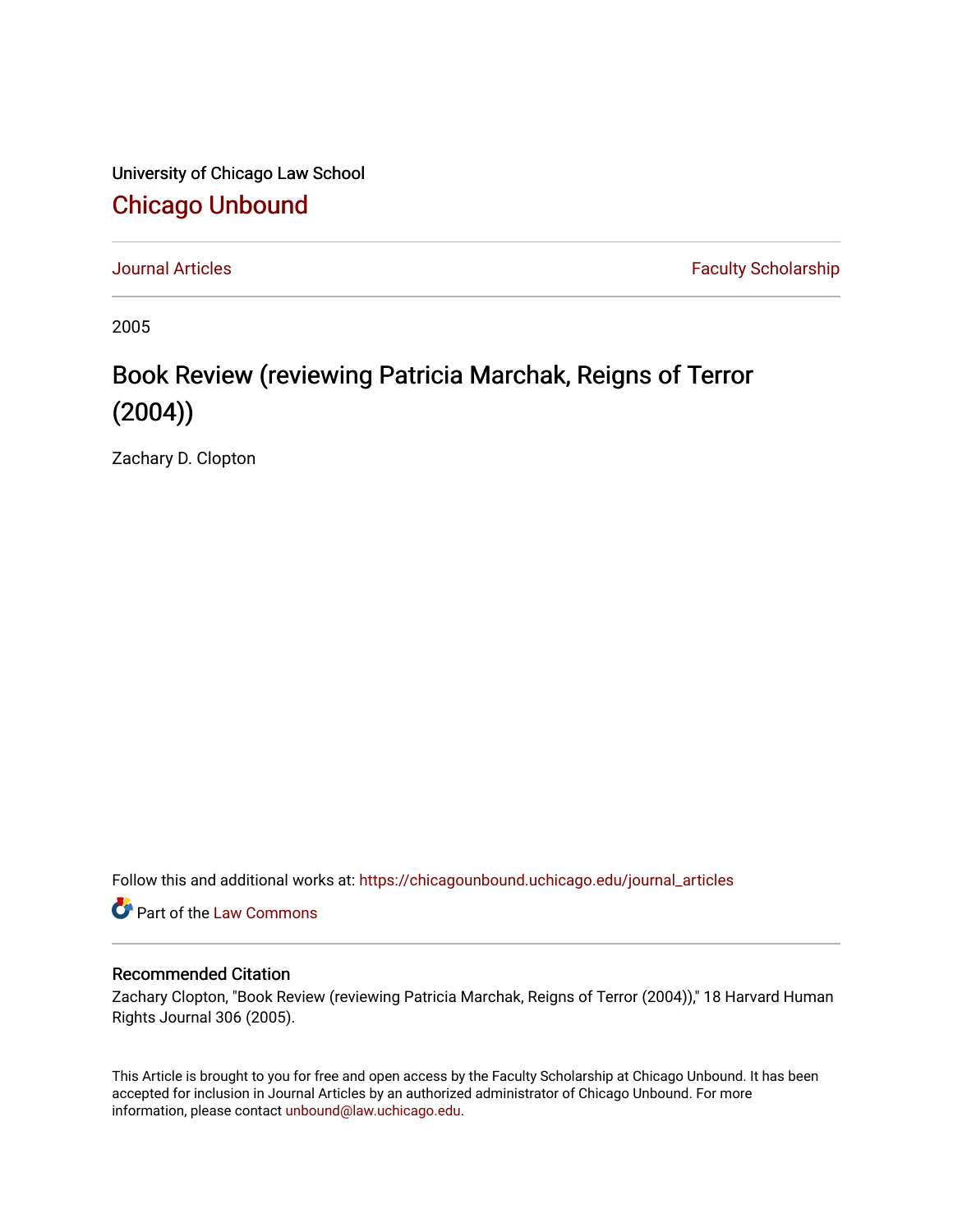University of Chicago Law School

# Chicago Unbound

Journal Articles | Faculty Scholarship

2005

# Book Review (reviewing Patricia Marchak, Reigns of Terror (2004))

Zachary D. Clopton

Follow this and additional works at: https://chicagounbound.uchicago.edu/journal_articles

Part of the Law Commons

### Recommended Citation

Zachary Clopton, "Book Review (reviewing Patricia Marchak, Reigns of Terror (2004))," 18 Harvard Human Rights Journal 306 (2005).

This Article is brought to you for free and open access by the Faculty Scholarship at Chicago Unbound. It has been accepted for inclusion in Journal Articles by an authorized administrator of Chicago Unbound. For more information, please contact unbound@law.uchicago.edu.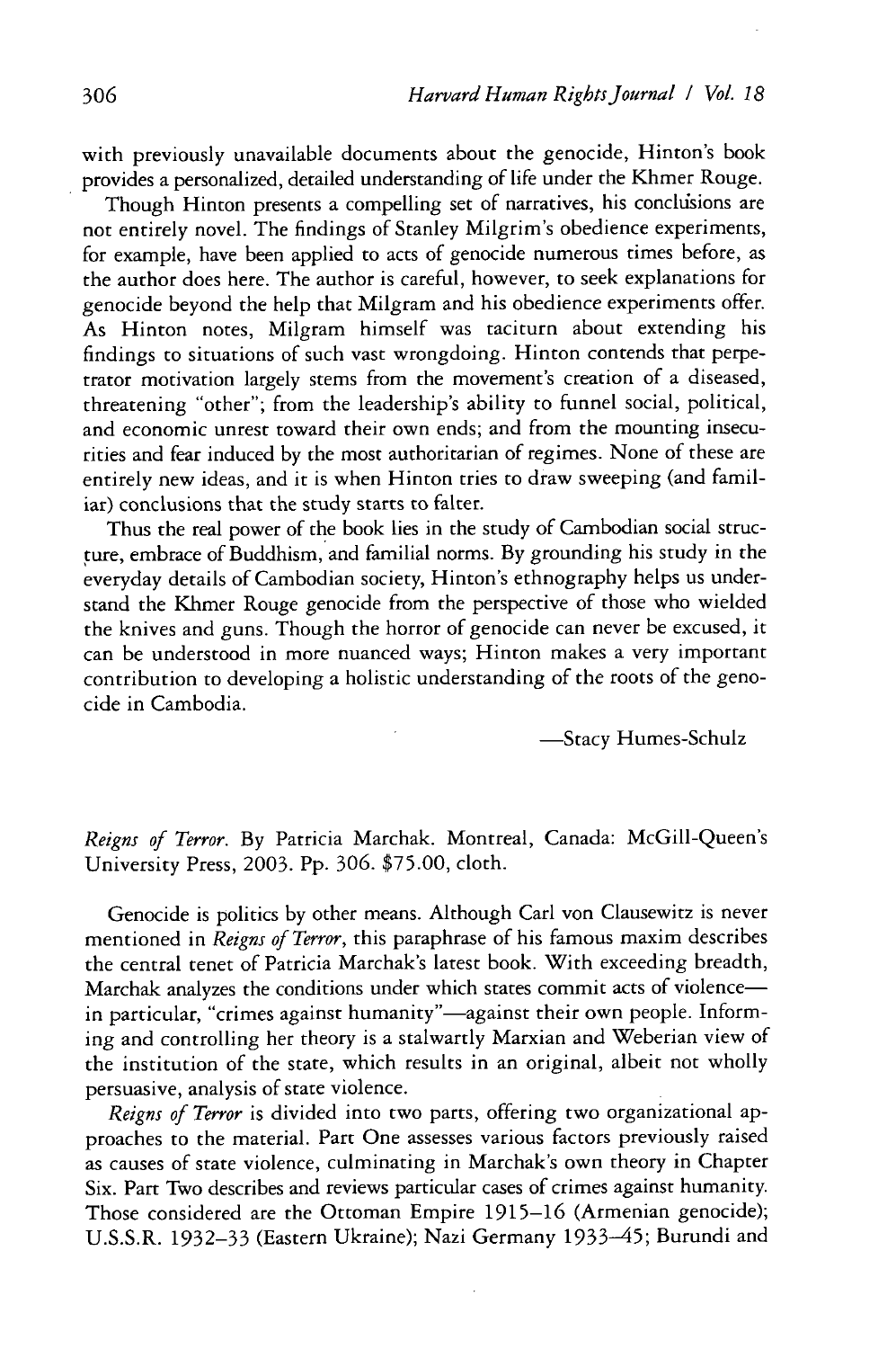with previously unavailable documents about the genocide, Hinton's book provides a personalized, detailed understanding of life under the Khmer Rouge.

Though Hinton presents a compelling set of narratives, his conclusions are not entirely novel. The findings of Stanley Milgrim's obedience experiments, for example, have been applied to acts of genocide numerous times before, as the author does here. The author is careful, however, to seek explanations for genocide beyond the help that Milgram and his obedience experiments offer. As Hinton notes, Milgram himself was taciturn about extending his findings to situations of such vast wrongdoing. Hinton contends that perpetrator motivation largely stems from the movement's creation of a diseased, threatening "other"; from the leadership's ability to funnel social, political, and economic unrest toward their own ends; and from the mounting insecurities and fear induced by the most authoritarian of regimes. None of these are entirely new ideas, and it is when Hinton tries to draw sweeping (and familiar) conclusions that the study starts to falter.

Thus the real power of the book lies in the study of Cambodian social structure, embrace of Buddhism, and familial norms. By grounding his study in the everyday details of Cambodian society, Hinton's ethnography helps us understand the Khmer Rouge genocide from the perspective of those who wielded the knives and guns. Though the horror of genocide can never be excused, it can be understood in more nuanced ways; Hinton makes a very important contribution to developing a holistic understanding of the roots of the genocide in Cambodia.

—Stacy Humes-Schulz

*Reigns of Terror*. By Patricia Marchak. Montreal, Canada: McGill-Queen's University Press, 2003. Pp. 306. $75.00, cloth.

Genocide is politics by other means. Although Carl von Clausewitz is never mentioned in *Reigns of Terror*, this paraphrase of his famous maxim describes the central tenet of Patricia Marchak's latest book. With exceeding breadth, Marchak analyzes the conditions under which states commit acts of violence—in particular, "crimes against humanity"—against their own people. Informing and controlling her theory is a stalwartly Marxian and Weberian view of the institution of the state, which results in an original, albeit not wholly persuasive, analysis of state violence.

*Reigns of Terror* is divided into two parts, offering two organizational approaches to the material. Part One assesses various factors previously raised as causes of state violence, culminating in Marchak's own theory in Chapter Six. Part Two describes and reviews particular cases of crimes against humanity. Those considered are the Ottoman Empire 1915–16 (Armenian genocide); U.S.S.R. 1932–33 (Eastern Ukraine); Nazi Germany 1933–45; Burundi and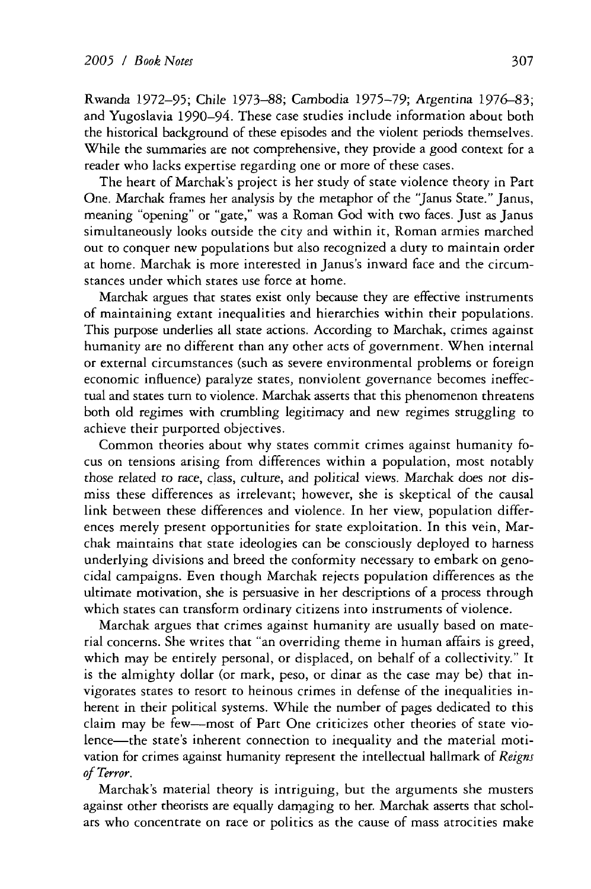Rwanda 1972–95; Chile 1973–88; Cambodia 1975–79; Argentina 1976–83; and Yugoslavia 1990–94. These case studies include information about both the historical background of these episodes and the violent periods themselves. While the summaries are not comprehensive, they provide a good context for a reader who lacks expertise regarding one or more of these cases.

The heart of Marchak's project is her study of state violence theory in Part One. Marchak frames her analysis by the metaphor of the "Janus State." Janus, meaning "opening" or "gate," was a Roman God with two faces. Just as Janus simultaneously looks outside the city and within it, Roman armies marched out to conquer new populations but also recognized a duty to maintain order at home. Marchak is more interested in Janus's inward face and the circumstances under which states use force at home.

Marchak argues that states exist only because they are effective instruments of maintaining extant inequalities and hierarchies within their populations. This purpose underlies all state actions. According to Marchak, crimes against humanity are no different than any other acts of government. When internal or external circumstances (such as severe environmental problems or foreign economic influence) paralyze states, nonviolent governance becomes ineffectual and states turn to violence. Marchak asserts that this phenomenon threatens both old regimes with crumbling legitimacy and new regimes struggling to achieve their purported objectives.

Common theories about why states commit crimes against humanity focus on tensions arising from differences within a population, most notably those related to race, class, culture, and political views. Marchak does not dismiss these differences as irrelevant; however, she is skeptical of the causal link between these differences and violence. In her view, population differences merely present opportunities for state exploitation. In this vein, Marchak maintains that state ideologies can be consciously deployed to harness underlying divisions and breed the conformity necessary to embark on genocidal campaigns. Even though Marchak rejects population differences as the ultimate motivation, she is persuasive in her descriptions of a process through which states can transform ordinary citizens into instruments of violence.

Marchak argues that crimes against humanity are usually based on material concerns. She writes that "an overriding theme in human affairs is greed, which may be entirely personal, or displaced, on behalf of a collectivity." It is the almighty dollar (or mark, peso, or dinar as the case may be) that invigorates states to resort to heinous crimes in defense of the inequalities inherent in their political systems. While the number of pages dedicated to this claim may be few—most of Part One criticizes other theories of state violence—the state's inherent connection to inequality and the material motivation for crimes against humanity represent the intellectual hallmark of *Reigns of Terror*.

Marchak's material theory is intriguing, but the arguments she musters against other theorists are equally damaging to her. Marchak asserts that scholars who concentrate on race or politics as the cause of mass atrocities make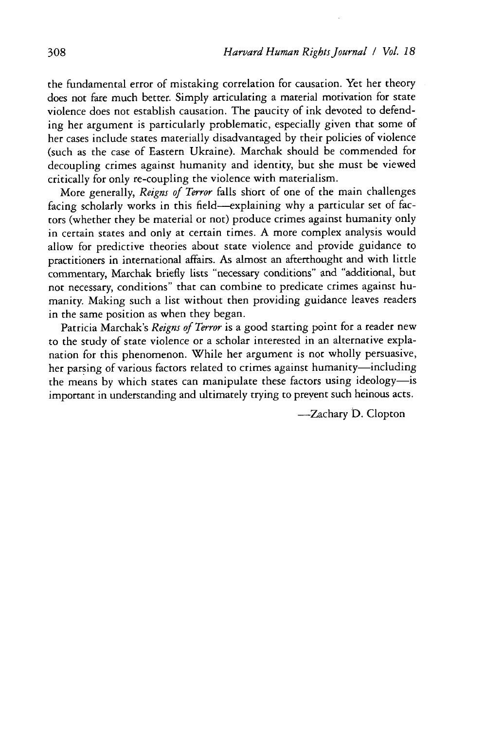the fundamental error of mistaking correlation for causation. Yet her theory does not fare much better. Simply articulating a material motivation for state violence does not establish causation. The paucity of ink devoted to defending her argument is particularly problematic, especially given that some of her cases include states materially disadvantaged by their policies of violence (such as the case of Eastern Ukraine). Marchak should be commended for decoupling crimes against humanity and identity, but she must be viewed critically for only re-coupling the violence with materialism.

More generally, *Reigns of Terror* falls short of one of the main challenges facing scholarly works in this field—explaining why a particular set of factors (whether they be material or not) produce crimes against humanity only in certain states and only at certain times. A more complex analysis would allow for predictive theories about state violence and provide guidance to practitioners in international affairs. As almost an afterthought and with little commentary, Marchak briefly lists "necessary conditions" and "additional, but not necessary, conditions" that can combine to predicate crimes against humanity. Making such a list without then providing guidance leaves readers in the same position as when they began.

Patricia Marchak's *Reigns of Terror* is a good starting point for a reader new to the study of state violence or a scholar interested in an alternative explanation for this phenomenon. While her argument is not wholly persuasive, her parsing of various factors related to crimes against humanity—including the means by which states can manipulate these factors using ideology—is important in understanding and ultimately trying to prevent such heinous acts.

—Zachary D. Clopton